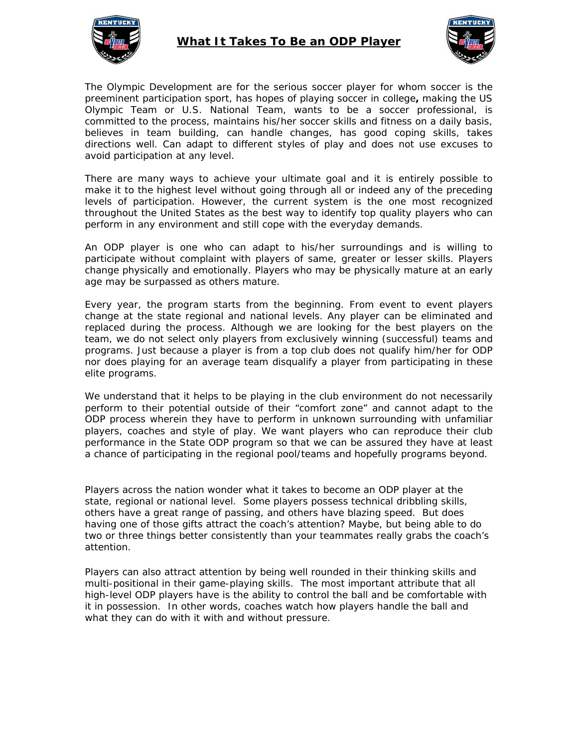# What It Takes To Be an ODP Player

The Olympic Development are for the serious soccer player for whom soccer is the preeminent participation sport, has hopes of playing soccer in college**,** making the US Olympic Team or U.S. National Team, wants to be a soccer professional, is committed to the process, maintains his/her soccer skills and fitness on a daily basis, believes in team building, can handle changes, has good coping skills, takes directions well. Can adapt to different styles of play and does not use excuses to avoid participation at any level.

There are many ways to achieve your ultimate goal and it is entirely possible to make it to the highest level without going through all or indeed any of the preceding levels of participation. However, the current system is the one most recognized throughout the United States as the best way to identify top quality players who can perform in any environment and still cope with the everyday demands.

An ODP player is one who can adapt to his/her surroundings and is willing to participate without complaint with players of same, greater or lesser skills. Players change physically and emotionally. Players who may be physically mature at an early age may be surpassed as others mature.

Every year, the program starts from the beginning. From event to event players change at the state regional and national levels. Any player can be eliminated and replaced during the process. Although we are looking for the best players on the team, we do not select only players from exclusively winning (successful) teams and programs. Just because a player is from a top club does not qualify him/her for ODP nor does playing for an average team disqualify a player from participating in these elite programs.

We understand that it helps to be playing in the club environment do not necessarily perform to their potential outside of their "comfort zone" and cannot adapt to the ODP process wherein they have to perform in unknown surrounding with unfamiliar players, coaches and style of play. We want players who can reproduce their club performance in the State ODP program so that we can be assured they have at least a chance of participating in the regional pool/teams and hopefully programs beyond.

Players across the nation wonder what it takes to become an ODP player at the state, regional or national level. Some players possess technical dribbling skills, others have a great range of passing, and others have blazing speed. But does having one of those gifts attract the coach's attention? Maybe, but being able to do two or three things better consistently than your teammates really grabs the coach's attention.

Players can also attract attention by being well rounded in their thinking skills and multi-positional in their game-playing skills. The most important attribute that all high-level ODP players have is the ability to control the ball and be comfortable with it in possession. In other words, coaches watch how players handle the ball and what they can do with it with and without pressure.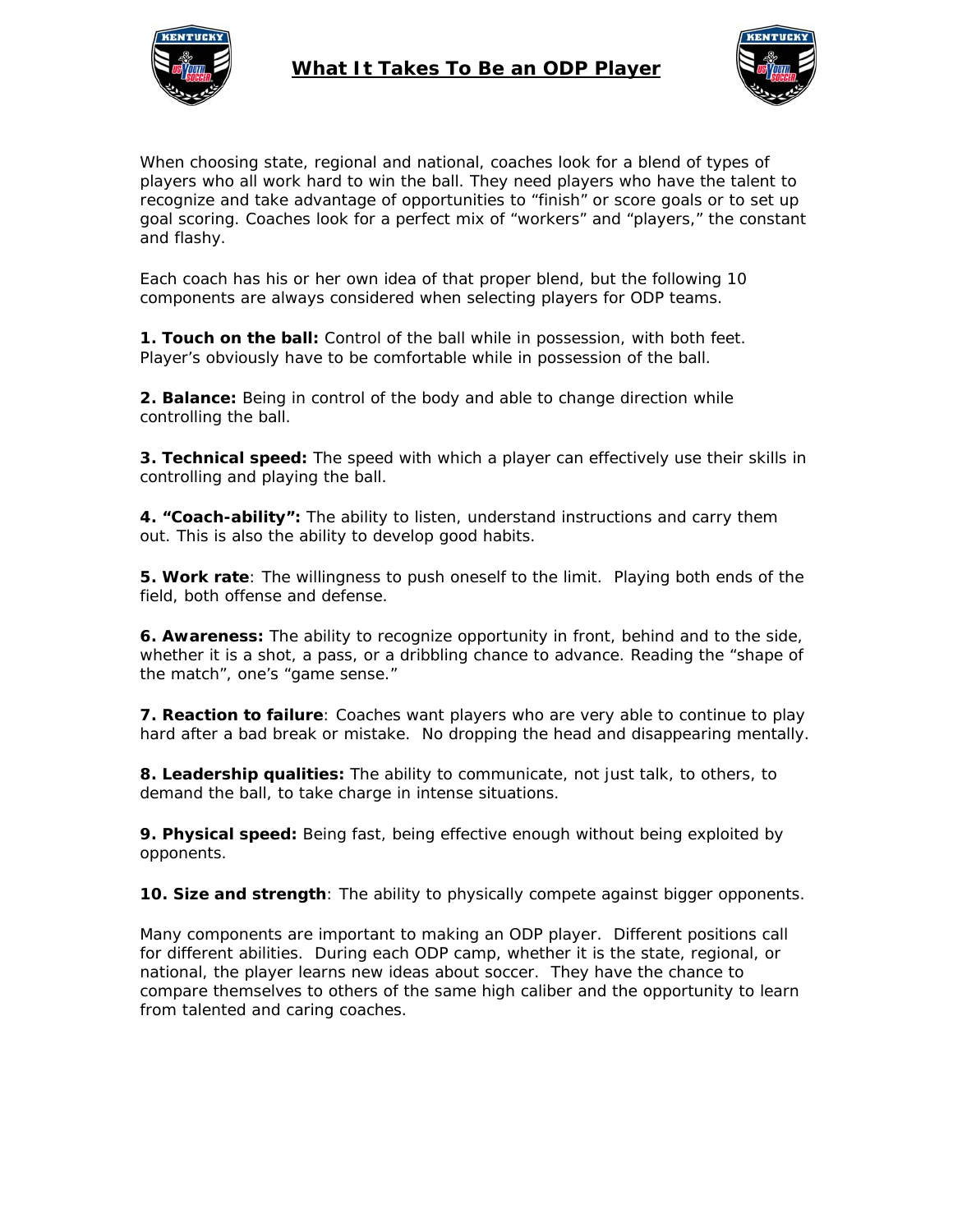# What It Takes To Be an ODP Player

When choosing state, regional and national, coaches look for a blend of types of players who all work hard to win the ball. They need players who have the talent to recognize and take advantage of opportunities to "finish" or score goals or to set up goal scoring. Coaches look for a perfect mix of "workers" and "players," the constant and flashy.

Each coach has his or her own idea of that proper blend, but the following 10 components are always considered when selecting players for ODP teams.

**1. Touch on the ball:** Control of the ball while in possession, with both feet. Player's obviously have to be comfortable while in possession of the ball.

**2. Balance:** Being in control of the body and able to change direction while controlling the ball.

**3. Technical speed:** The speed with which a player can effectively use their skills in controlling and playing the ball.

**4. "Coach-ability":** The ability to listen, understand instructions and carry them out. This is also the ability to develop good habits.

**5. Work rate**: The willingness to push oneself to the limit. Playing both ends of the field, both offense and defense.

**6. Awareness:** The ability to recognize opportunity in front, behind and to the side, whether it is a shot, a pass, or a dribbling chance to advance. Reading the "shape of the match", one's "game sense."

**7. Reaction to failure**: Coaches want players who are very able to continue to play hard after a bad break or mistake. No dropping the head and disappearing mentally.

**8. Leadership qualities:** The ability to communicate, not just talk, to others, to demand the ball, to take charge in intense situations.

**9. Physical speed:** Being fast, being effective enough without being exploited by opponents.

**10. Size and strength**: The ability to physically compete against bigger opponents.

Many components are important to making an ODP player. Different positions call for different abilities. During each ODP camp, whether it is the state, regional, or national, the player learns new ideas about soccer. They have the chance to compare themselves to others of the same high caliber and the opportunity to learn from talented and caring coaches.